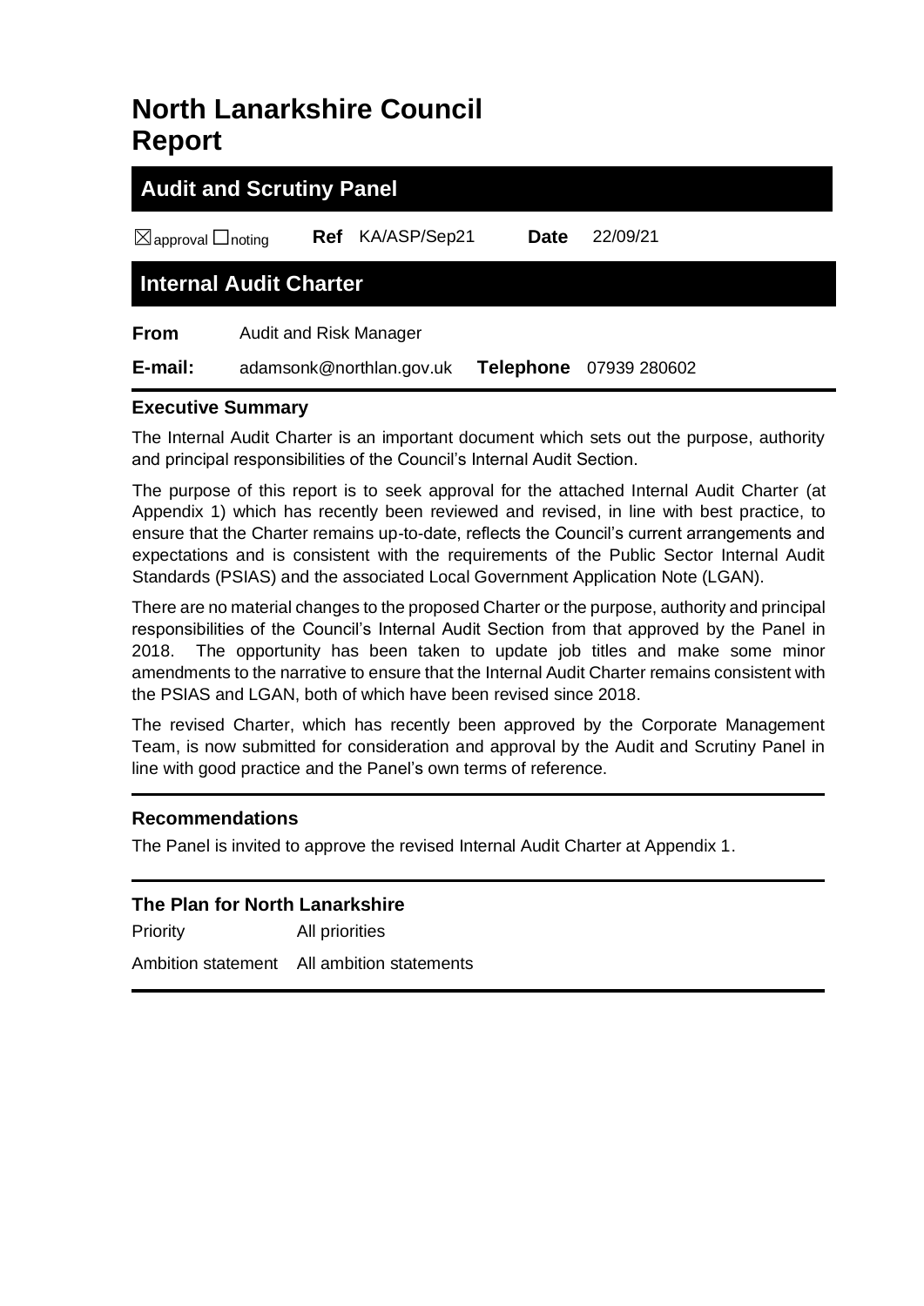# North Lanarkshire Council Report

## Audit and Scrutiny Panel

☒approval ☐noting **Ref** KA/ASP/Sep21 **Date** 22/09/21

## Internal Audit Charter

**From** Audit and Risk Manager

**E-mail:** adamsonk@northlan.gov.uk **Telephone** 07939 280602

### Executive Summary

The Internal Audit Charter is an important document which sets out the purpose, authority and principal responsibilities of the Council's Internal Audit Section.

The purpose of this report is to seek approval for the attached Internal Audit Charter (at Appendix 1) which has recently been reviewed and revised, in line with best practice, to ensure that the Charter remains up-to-date, reflects the Council's current arrangements and expectations and is consistent with the requirements of the Public Sector Internal Audit Standards (PSIAS) and the associated Local Government Application Note (LGAN).

There are no material changes to the proposed Charter or the purpose, authority and principal responsibilities of the Council's Internal Audit Section from that approved by the Panel in 2018. The opportunity has been taken to update job titles and make some minor amendments to the narrative to ensure that the Internal Audit Charter remains consistent with the PSIAS and LGAN, both of which have been revised since 2018.

The revised Charter, which has recently been approved by the Corporate Management Team, is now submitted for consideration and approval by the Audit and Scrutiny Panel in line with good practice and the Panel's own terms of reference.

### Recommendations

The Panel is invited to approve the revised Internal Audit Charter at Appendix 1.

### The Plan for North Lanarkshire

Priority All priorities

Ambition statement All ambition statements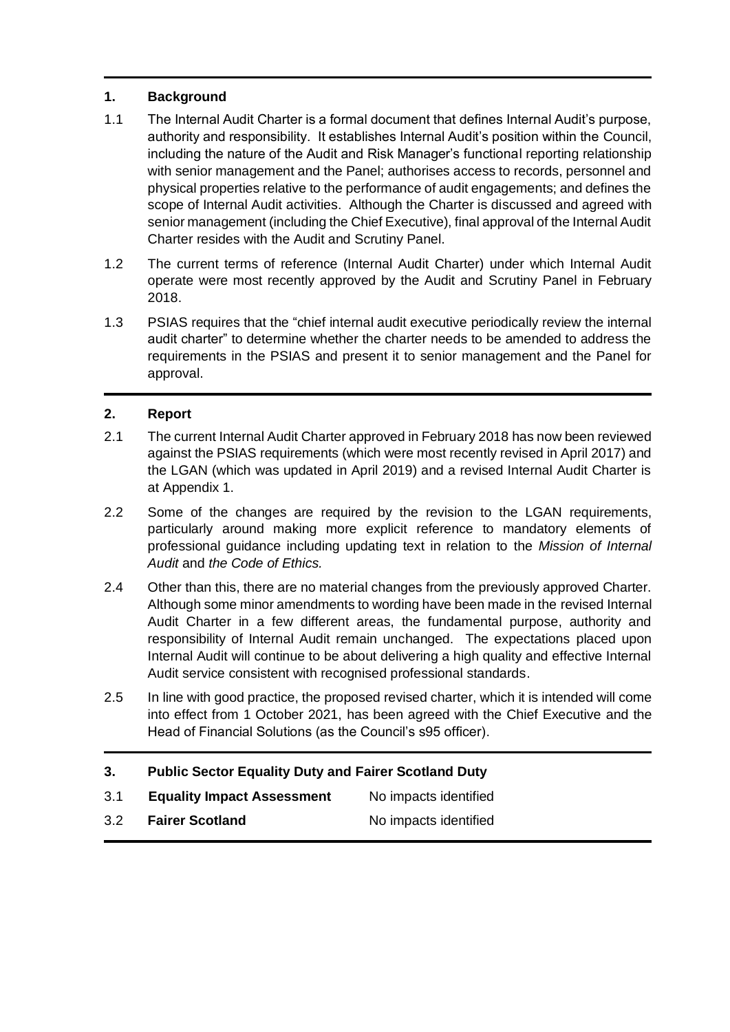## 1. Background

1.1 The Internal Audit Charter is a formal document that defines Internal Audit's purpose, authority and responsibility. It establishes Internal Audit's position within the Council, including the nature of the Audit and Risk Manager's functional reporting relationship with senior management and the Panel; authorises access to records, personnel and physical properties relative to the performance of audit engagements; and defines the scope of Internal Audit activities. Although the Charter is discussed and agreed with senior management (including the Chief Executive), final approval of the Internal Audit Charter resides with the Audit and Scrutiny Panel.

1.2 The current terms of reference (Internal Audit Charter) under which Internal Audit operate were most recently approved by the Audit and Scrutiny Panel in February 2018.

1.3 PSIAS requires that the "chief internal audit executive periodically review the internal audit charter" to determine whether the charter needs to be amended to address the requirements in the PSIAS and present it to senior management and the Panel for approval.

## 2. Report

2.1 The current Internal Audit Charter approved in February 2018 has now been reviewed against the PSIAS requirements (which were most recently revised in April 2017) and the LGAN (which was updated in April 2019) and a revised Internal Audit Charter is at Appendix 1.

2.2 Some of the changes are required by the revision to the LGAN requirements, particularly around making more explicit reference to mandatory elements of professional guidance including updating text in relation to the *Mission of Internal Audit* and *the Code of Ethics.*

2.4 Other than this, there are no material changes from the previously approved Charter. Although some minor amendments to wording have been made in the revised Internal Audit Charter in a few different areas, the fundamental purpose, authority and responsibility of Internal Audit remain unchanged. The expectations placed upon Internal Audit will continue to be about delivering a high quality and effective Internal Audit service consistent with recognised professional standards.

2.5 In line with good practice, the proposed revised charter, which it is intended will come into effect from 1 October 2021, has been agreed with the Chief Executive and the Head of Financial Solutions (as the Council's s95 officer).

## 3. Public Sector Equality Duty and Fairer Scotland Duty

| | | |
|---|---|---|
| 3.1 | **Equality Impact Assessment** | No impacts identified |
| 3.2 | **Fairer Scotland** | No impacts identified |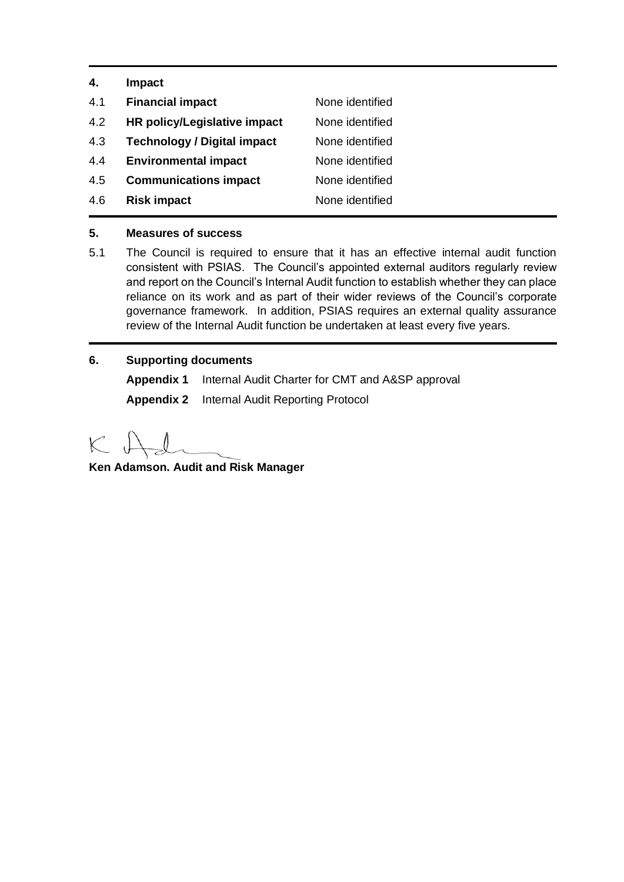## 4. Impact

| | | |
|---|---|---|
| 4.1 | **Financial impact** | None identified |
| 4.2 | **HR policy/Legislative impact** | None identified |
| 4.3 | **Technology / Digital impact** | None identified |
| 4.4 | **Environmental impact** | None identified |
| 4.5 | **Communications impact** | None identified |
| 4.6 | **Risk impact** | None identified |

## 5. Measures of success

5.1 The Council is required to ensure that it has an effective internal audit function consistent with PSIAS. The Council's appointed external auditors regularly review and report on the Council's Internal Audit function to establish whether they can place reliance on its work and as part of their wider reviews of the Council's corporate governance framework. In addition, PSIAS requires an external quality assurance review of the Internal Audit function be undertaken at least every five years.

## 6. Supporting documents

**Appendix 1** Internal Audit Charter for CMT and A&SP approval

**Appendix 2** Internal Audit Reporting Protocol

**Ken Adamson. Audit and Risk Manager**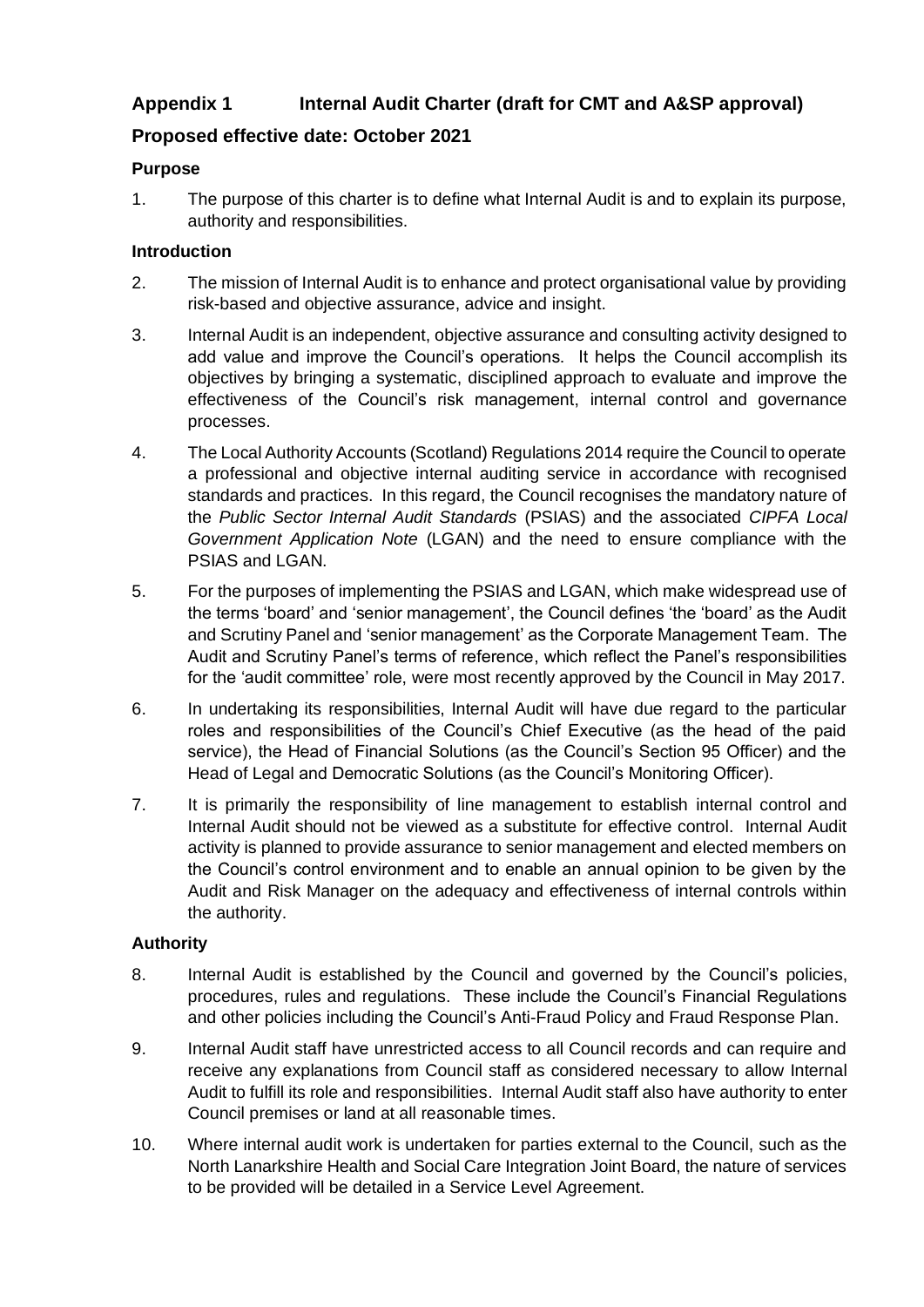## Appendix 1 Internal Audit Charter (draft for CMT and A&SP approval)

## Proposed effective date: October 2021

### Purpose

1. The purpose of this charter is to define what Internal Audit is and to explain its purpose, authority and responsibilities.

### Introduction

2. The mission of Internal Audit is to enhance and protect organisational value by providing risk-based and objective assurance, advice and insight.

3. Internal Audit is an independent, objective assurance and consulting activity designed to add value and improve the Council's operations. It helps the Council accomplish its objectives by bringing a systematic, disciplined approach to evaluate and improve the effectiveness of the Council's risk management, internal control and governance processes.

4. The Local Authority Accounts (Scotland) Regulations 2014 require the Council to operate a professional and objective internal auditing service in accordance with recognised standards and practices. In this regard, the Council recognises the mandatory nature of the *Public Sector Internal Audit Standards* (PSIAS) and the associated *CIPFA Local Government Application Note* (LGAN) and the need to ensure compliance with the PSIAS and LGAN.

5. For the purposes of implementing the PSIAS and LGAN, which make widespread use of the terms 'board' and 'senior management', the Council defines 'the 'board' as the Audit and Scrutiny Panel and 'senior management' as the Corporate Management Team. The Audit and Scrutiny Panel's terms of reference, which reflect the Panel's responsibilities for the 'audit committee' role, were most recently approved by the Council in May 2017.

6. In undertaking its responsibilities, Internal Audit will have due regard to the particular roles and responsibilities of the Council's Chief Executive (as the head of the paid service), the Head of Financial Solutions (as the Council's Section 95 Officer) and the Head of Legal and Democratic Solutions (as the Council's Monitoring Officer).

7. It is primarily the responsibility of line management to establish internal control and Internal Audit should not be viewed as a substitute for effective control. Internal Audit activity is planned to provide assurance to senior management and elected members on the Council's control environment and to enable an annual opinion to be given by the Audit and Risk Manager on the adequacy and effectiveness of internal controls within the authority.

### Authority

8. Internal Audit is established by the Council and governed by the Council's policies, procedures, rules and regulations. These include the Council's Financial Regulations and other policies including the Council's Anti-Fraud Policy and Fraud Response Plan.

9. Internal Audit staff have unrestricted access to all Council records and can require and receive any explanations from Council staff as considered necessary to allow Internal Audit to fulfill its role and responsibilities. Internal Audit staff also have authority to enter Council premises or land at all reasonable times.

10. Where internal audit work is undertaken for parties external to the Council, such as the North Lanarkshire Health and Social Care Integration Joint Board, the nature of services to be provided will be detailed in a Service Level Agreement.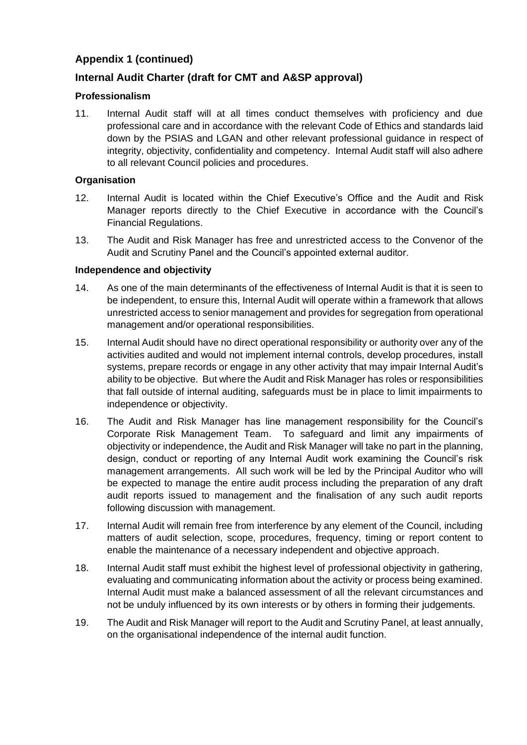## Appendix 1 (continued)

## Internal Audit Charter (draft for CMT and A&SP approval)

### Professionalism

11. Internal Audit staff will at all times conduct themselves with proficiency and due professional care and in accordance with the relevant Code of Ethics and standards laid down by the PSIAS and LGAN and other relevant professional guidance in respect of integrity, objectivity, confidentiality and competency. Internal Audit staff will also adhere to all relevant Council policies and procedures.

### Organisation

12. Internal Audit is located within the Chief Executive's Office and the Audit and Risk Manager reports directly to the Chief Executive in accordance with the Council's Financial Regulations.

13. The Audit and Risk Manager has free and unrestricted access to the Convenor of the Audit and Scrutiny Panel and the Council's appointed external auditor.

### Independence and objectivity

14. As one of the main determinants of the effectiveness of Internal Audit is that it is seen to be independent, to ensure this, Internal Audit will operate within a framework that allows unrestricted access to senior management and provides for segregation from operational management and/or operational responsibilities.

15. Internal Audit should have no direct operational responsibility or authority over any of the activities audited and would not implement internal controls, develop procedures, install systems, prepare records or engage in any other activity that may impair Internal Audit's ability to be objective. But where the Audit and Risk Manager has roles or responsibilities that fall outside of internal auditing, safeguards must be in place to limit impairments to independence or objectivity.

16. The Audit and Risk Manager has line management responsibility for the Council's Corporate Risk Management Team. To safeguard and limit any impairments of objectivity or independence, the Audit and Risk Manager will take no part in the planning, design, conduct or reporting of any Internal Audit work examining the Council's risk management arrangements. All such work will be led by the Principal Auditor who will be expected to manage the entire audit process including the preparation of any draft audit reports issued to management and the finalisation of any such audit reports following discussion with management.

17. Internal Audit will remain free from interference by any element of the Council, including matters of audit selection, scope, procedures, frequency, timing or report content to enable the maintenance of a necessary independent and objective approach.

18. Internal Audit staff must exhibit the highest level of professional objectivity in gathering, evaluating and communicating information about the activity or process being examined. Internal Audit must make a balanced assessment of all the relevant circumstances and not be unduly influenced by its own interests or by others in forming their judgements.

19. The Audit and Risk Manager will report to the Audit and Scrutiny Panel, at least annually, on the organisational independence of the internal audit function.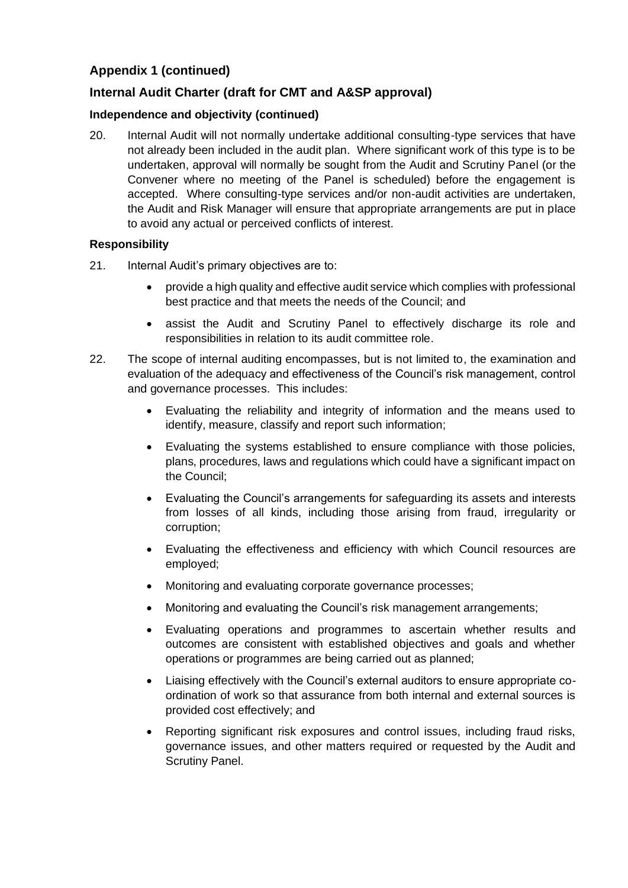## Appendix 1 (continued)

## Internal Audit Charter (draft for CMT and A&SP approval)

### Independence and objectivity (continued)

20. Internal Audit will not normally undertake additional consulting-type services that have not already been included in the audit plan. Where significant work of this type is to be undertaken, approval will normally be sought from the Audit and Scrutiny Panel (or the Convener where no meeting of the Panel is scheduled) before the engagement is accepted. Where consulting-type services and/or non-audit activities are undertaken, the Audit and Risk Manager will ensure that appropriate arrangements are put in place to avoid any actual or perceived conflicts of interest.

### Responsibility

21. Internal Audit's primary objectives are to:

    - provide a high quality and effective audit service which complies with professional best practice and that meets the needs of the Council; and
    - assist the Audit and Scrutiny Panel to effectively discharge its role and responsibilities in relation to its audit committee role.

22. The scope of internal auditing encompasses, but is not limited to, the examination and evaluation of the adequacy and effectiveness of the Council's risk management, control and governance processes. This includes:

    - Evaluating the reliability and integrity of information and the means used to identify, measure, classify and report such information;
    - Evaluating the systems established to ensure compliance with those policies, plans, procedures, laws and regulations which could have a significant impact on the Council;
    - Evaluating the Council's arrangements for safeguarding its assets and interests from losses of all kinds, including those arising from fraud, irregularity or corruption;
    - Evaluating the effectiveness and efficiency with which Council resources are employed;
    - Monitoring and evaluating corporate governance processes;
    - Monitoring and evaluating the Council's risk management arrangements;
    - Evaluating operations and programmes to ascertain whether results and outcomes are consistent with established objectives and goals and whether operations or programmes are being carried out as planned;
    - Liaising effectively with the Council's external auditors to ensure appropriate co-ordination of work so that assurance from both internal and external sources is provided cost effectively; and
    - Reporting significant risk exposures and control issues, including fraud risks, governance issues, and other matters required or requested by the Audit and Scrutiny Panel.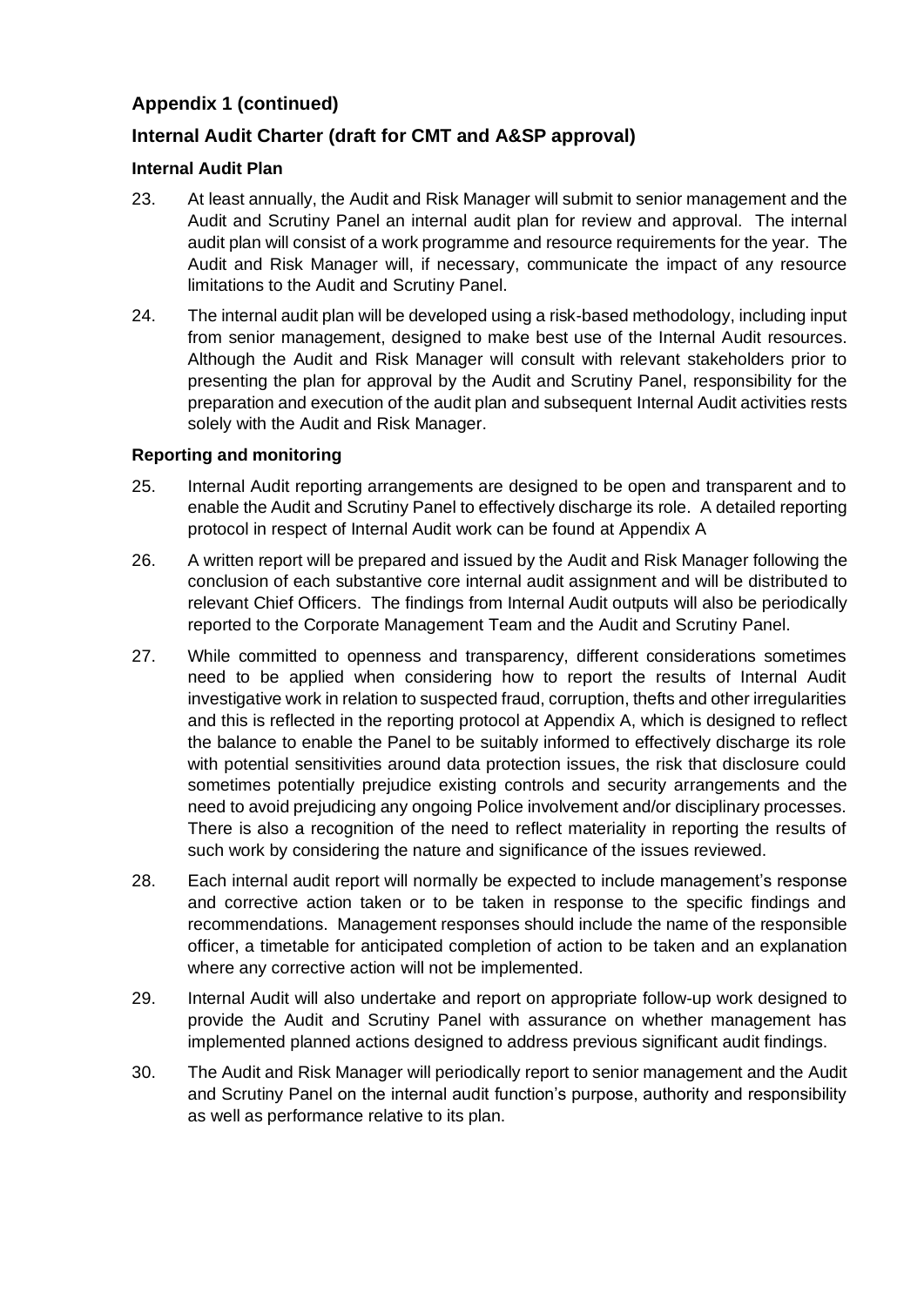## Appendix 1 (continued)

## Internal Audit Charter (draft for CMT and A&SP approval)

### Internal Audit Plan

23. At least annually, the Audit and Risk Manager will submit to senior management and the Audit and Scrutiny Panel an internal audit plan for review and approval. The internal audit plan will consist of a work programme and resource requirements for the year. The Audit and Risk Manager will, if necessary, communicate the impact of any resource limitations to the Audit and Scrutiny Panel.

24. The internal audit plan will be developed using a risk-based methodology, including input from senior management, designed to make best use of the Internal Audit resources. Although the Audit and Risk Manager will consult with relevant stakeholders prior to presenting the plan for approval by the Audit and Scrutiny Panel, responsibility for the preparation and execution of the audit plan and subsequent Internal Audit activities rests solely with the Audit and Risk Manager.

### Reporting and monitoring

25. Internal Audit reporting arrangements are designed to be open and transparent and to enable the Audit and Scrutiny Panel to effectively discharge its role. A detailed reporting protocol in respect of Internal Audit work can be found at Appendix A

26. A written report will be prepared and issued by the Audit and Risk Manager following the conclusion of each substantive core internal audit assignment and will be distributed to relevant Chief Officers. The findings from Internal Audit outputs will also be periodically reported to the Corporate Management Team and the Audit and Scrutiny Panel.

27. While committed to openness and transparency, different considerations sometimes need to be applied when considering how to report the results of Internal Audit investigative work in relation to suspected fraud, corruption, thefts and other irregularities and this is reflected in the reporting protocol at Appendix A, which is designed to reflect the balance to enable the Panel to be suitably informed to effectively discharge its role with potential sensitivities around data protection issues, the risk that disclosure could sometimes potentially prejudice existing controls and security arrangements and the need to avoid prejudicing any ongoing Police involvement and/or disciplinary processes. There is also a recognition of the need to reflect materiality in reporting the results of such work by considering the nature and significance of the issues reviewed.

28. Each internal audit report will normally be expected to include management's response and corrective action taken or to be taken in response to the specific findings and recommendations. Management responses should include the name of the responsible officer, a timetable for anticipated completion of action to be taken and an explanation where any corrective action will not be implemented.

29. Internal Audit will also undertake and report on appropriate follow-up work designed to provide the Audit and Scrutiny Panel with assurance on whether management has implemented planned actions designed to address previous significant audit findings.

30. The Audit and Risk Manager will periodically report to senior management and the Audit and Scrutiny Panel on the internal audit function's purpose, authority and responsibility as well as performance relative to its plan.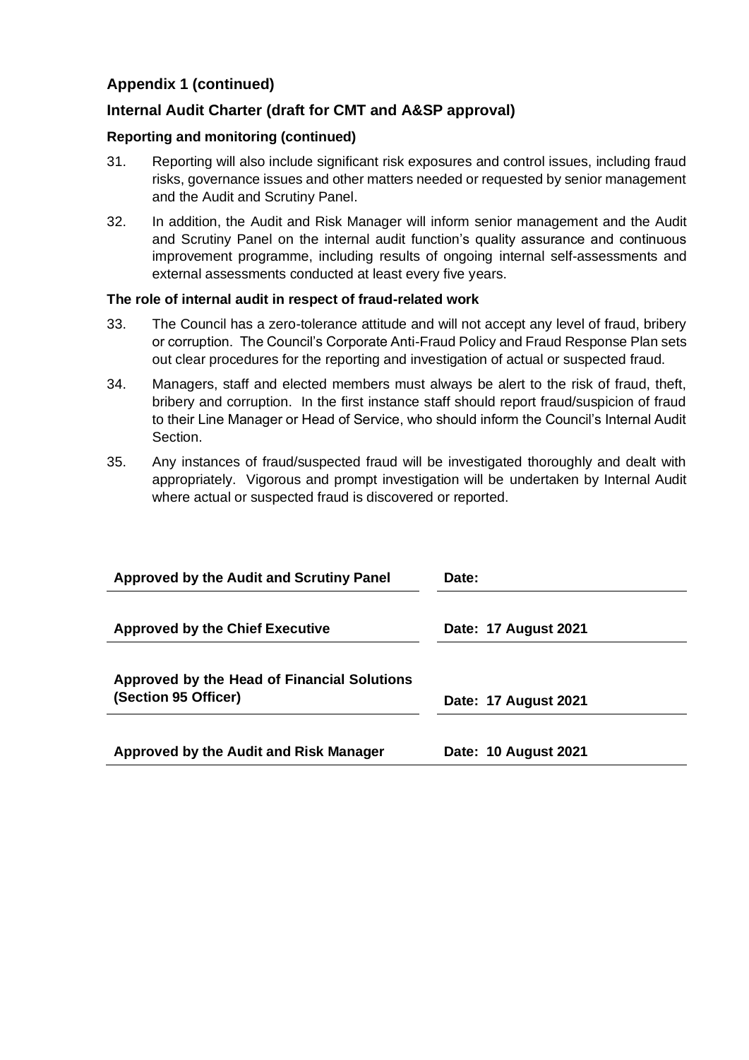## Appendix 1 (continued)

## Internal Audit Charter (draft for CMT and A&SP approval)

### Reporting and monitoring (continued)

31. Reporting will also include significant risk exposures and control issues, including fraud risks, governance issues and other matters needed or requested by senior management and the Audit and Scrutiny Panel.

32. In addition, the Audit and Risk Manager will inform senior management and the Audit and Scrutiny Panel on the internal audit function's quality assurance and continuous improvement programme, including results of ongoing internal self-assessments and external assessments conducted at least every five years.

### The role of internal audit in respect of fraud-related work

33. The Council has a zero-tolerance attitude and will not accept any level of fraud, bribery or corruption. The Council's Corporate Anti-Fraud Policy and Fraud Response Plan sets out clear procedures for the reporting and investigation of actual or suspected fraud.

34. Managers, staff and elected members must always be alert to the risk of fraud, theft, bribery and corruption. In the first instance staff should report fraud/suspicion of fraud to their Line Manager or Head of Service, who should inform the Council's Internal Audit Section.

35. Any instances of fraud/suspected fraud will be investigated thoroughly and dealt with appropriately. Vigorous and prompt investigation will be undertaken by Internal Audit where actual or suspected fraud is discovered or reported.

| | |
|---|---|
| **Approved by the Audit and Scrutiny Panel** | **Date:** |
| **Approved by the Chief Executive** | **Date: 17 August 2021** |
| **Approved by the Head of Financial Solutions (Section 95 Officer)** | **Date: 17 August 2021** |
| **Approved by the Audit and Risk Manager** | **Date: 10 August 2021** |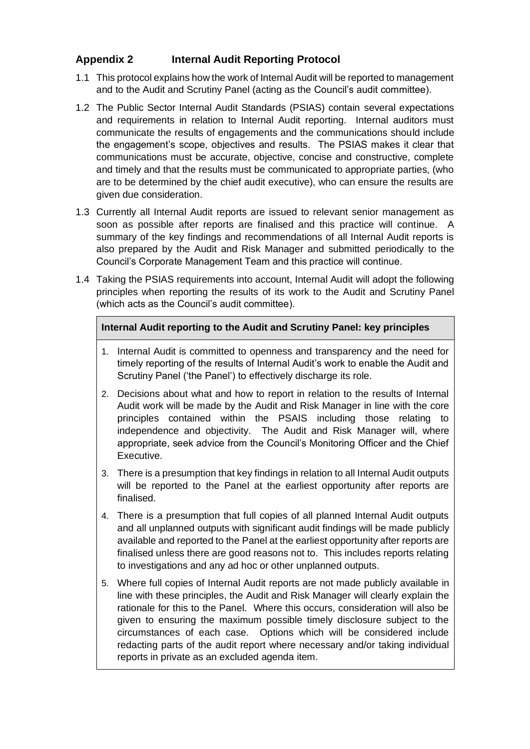## Appendix 2 Internal Audit Reporting Protocol

1.1 This protocol explains how the work of Internal Audit will be reported to management and to the Audit and Scrutiny Panel (acting as the Council's audit committee).

1.2 The Public Sector Internal Audit Standards (PSIAS) contain several expectations and requirements in relation to Internal Audit reporting. Internal auditors must communicate the results of engagements and the communications should include the engagement's scope, objectives and results. The PSIAS makes it clear that communications must be accurate, objective, concise and constructive, complete and timely and that the results must be communicated to appropriate parties, (who are to be determined by the chief audit executive), who can ensure the results are given due consideration.

1.3 Currently all Internal Audit reports are issued to relevant senior management as soon as possible after reports are finalised and this practice will continue. A summary of the key findings and recommendations of all Internal Audit reports is also prepared by the Audit and Risk Manager and submitted periodically to the Council's Corporate Management Team and this practice will continue.

1.4 Taking the PSIAS requirements into account, Internal Audit will adopt the following principles when reporting the results of its work to the Audit and Scrutiny Panel (which acts as the Council's audit committee).

**Internal Audit reporting to the Audit and Scrutiny Panel: key principles**

1. Internal Audit is committed to openness and transparency and the need for timely reporting of the results of Internal Audit's work to enable the Audit and Scrutiny Panel ('the Panel') to effectively discharge its role.
2. Decisions about what and how to report in relation to the results of Internal Audit work will be made by the Audit and Risk Manager in line with the core principles contained within the PSAIS including those relating to independence and objectivity. The Audit and Risk Manager will, where appropriate, seek advice from the Council's Monitoring Officer and the Chief Executive.
3. There is a presumption that key findings in relation to all Internal Audit outputs will be reported to the Panel at the earliest opportunity after reports are finalised.
4. There is a presumption that full copies of all planned Internal Audit outputs and all unplanned outputs with significant audit findings will be made publicly available and reported to the Panel at the earliest opportunity after reports are finalised unless there are good reasons not to. This includes reports relating to investigations and any ad hoc or other unplanned outputs.
5. Where full copies of Internal Audit reports are not made publicly available in line with these principles, the Audit and Risk Manager will clearly explain the rationale for this to the Panel. Where this occurs, consideration will also be given to ensuring the maximum possible timely disclosure subject to the circumstances of each case. Options which will be considered include redacting parts of the audit report where necessary and/or taking individual reports in private as an excluded agenda item.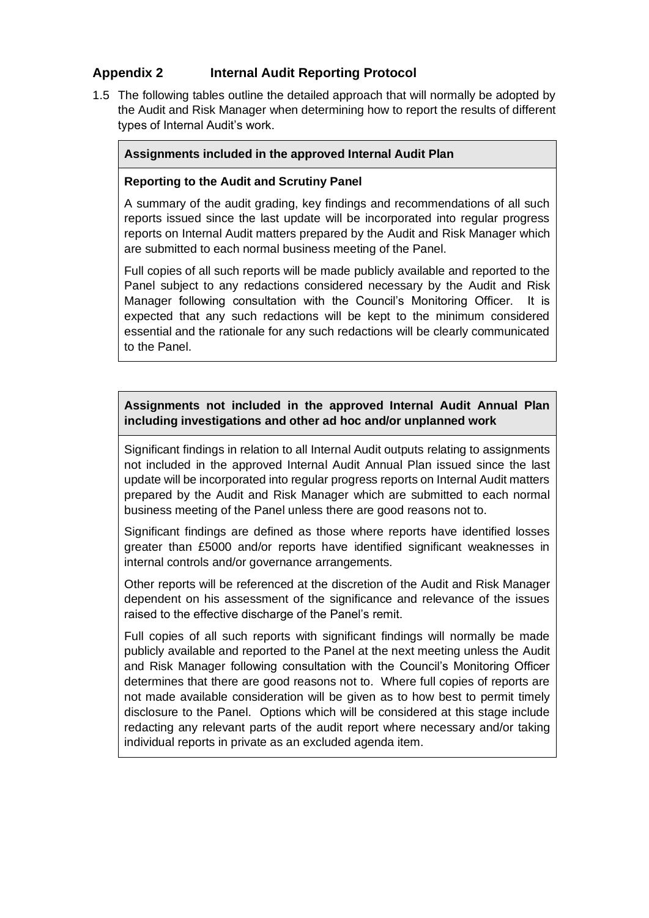## Appendix 2 Internal Audit Reporting Protocol

1.5 The following tables outline the detailed approach that will normally be adopted by the Audit and Risk Manager when determining how to report the results of different types of Internal Audit's work.

| **Assignments included in the approved Internal Audit Plan** |
| --- |
| **Reporting to the Audit and Scrutiny Panel**<br><br>A summary of the audit grading, key findings and recommendations of all such reports issued since the last update will be incorporated into regular progress reports on Internal Audit matters prepared by the Audit and Risk Manager which are submitted to each normal business meeting of the Panel.<br><br>Full copies of all such reports will be made publicly available and reported to the Panel subject to any redactions considered necessary by the Audit and Risk Manager following consultation with the Council's Monitoring Officer. It is expected that any such redactions will be kept to the minimum considered essential and the rationale for any such redactions will be clearly communicated to the Panel. |

| **Assignments not included in the approved Internal Audit Annual Plan including investigations and other ad hoc and/or unplanned work** |
| --- |
| Significant findings in relation to all Internal Audit outputs relating to assignments not included in the approved Internal Audit Annual Plan issued since the last update will be incorporated into regular progress reports on Internal Audit matters prepared by the Audit and Risk Manager which are submitted to each normal business meeting of the Panel unless there are good reasons not to.<br><br>Significant findings are defined as those where reports have identified losses greater than £5000 and/or reports have identified significant weaknesses in internal controls and/or governance arrangements.<br><br>Other reports will be referenced at the discretion of the Audit and Risk Manager dependent on his assessment of the significance and relevance of the issues raised to the effective discharge of the Panel's remit.<br><br>Full copies of all such reports with significant findings will normally be made publicly available and reported to the Panel at the next meeting unless the Audit and Risk Manager following consultation with the Council's Monitoring Officer determines that there are good reasons not to. Where full copies of reports are not made available consideration will be given as to how best to permit timely disclosure to the Panel. Options which will be considered at this stage include redacting any relevant parts of the audit report where necessary and/or taking individual reports in private as an excluded agenda item. |